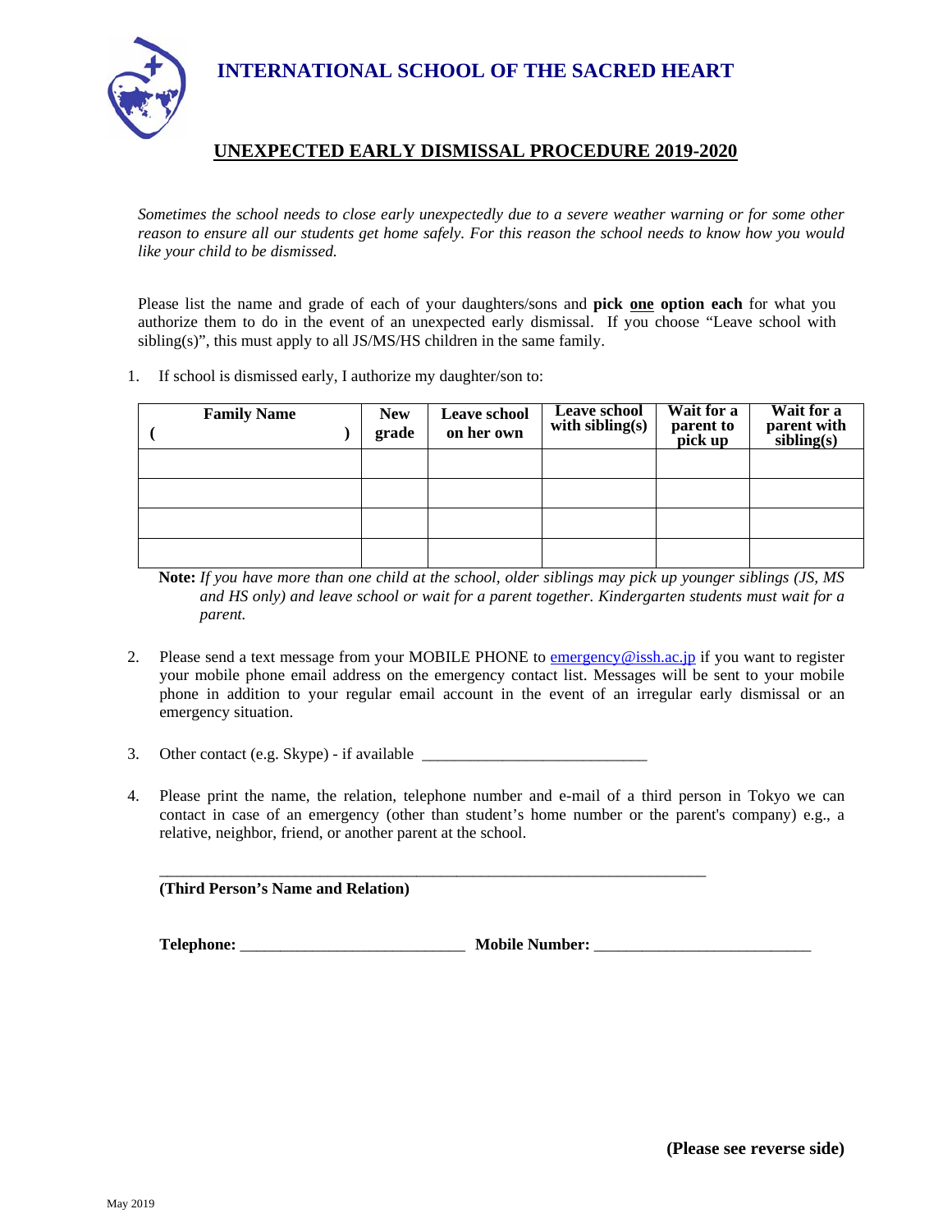# INTERNATIONAL SCHOOL OF THE SACRED HEART

## UNEXPECTED EARLY DISMISSAL PROCEDURE 2019-2020

*Sometimes the school needs to close early unexpectedly due to a severe weather warning or for some other reason to ensure all our students get home safely. For this reason the school needs to know how you would like your child to be dismissed.*

Please list the name and grade of each of your daughters/sons and **pick one option each** for what you authorize them to do in the event of an unexpected early dismissal. If you choose "Leave school with sibling(s)", this must apply to all JS/MS/HS children in the same family.

1. If school is dismissed early, I authorize my daughter/son to:

| Family Name ( ) | New grade | Leave school on her own | Leave school with sibling(s) | Wait for a parent to pick up | Wait for a parent with sibling(s) |
|---|---|---|---|---|---|
| | | | | | |
| | | | | | |
| | | | | | |
| | | | | | |

**Note:** *If you have more than one child at the school, older siblings may pick up younger siblings (JS, MS and HS only) and leave school or wait for a parent together. Kindergarten students must wait for a parent.*

2. Please send a text message from your MOBILE PHONE to emergency@issh.ac.jp if you want to register your mobile phone email address on the emergency contact list. Messages will be sent to your mobile phone in addition to your regular email account in the event of an irregular early dismissal or an emergency situation.

3. Other contact (e.g. Skype) - if available ____________________________

4. Please print the name, the relation, telephone number and e-mail of a third person in Tokyo we can contact in case of an emergency (other than student's home number or the parent's company) e.g., a relative, neighbor, friend, or another parent at the school.

_____________________________________________________________________

**(Third Person's Name and Relation)**

**Telephone:** ____________________________ **Mobile Number:** ___________________________

**(Please see reverse side)**

May 2019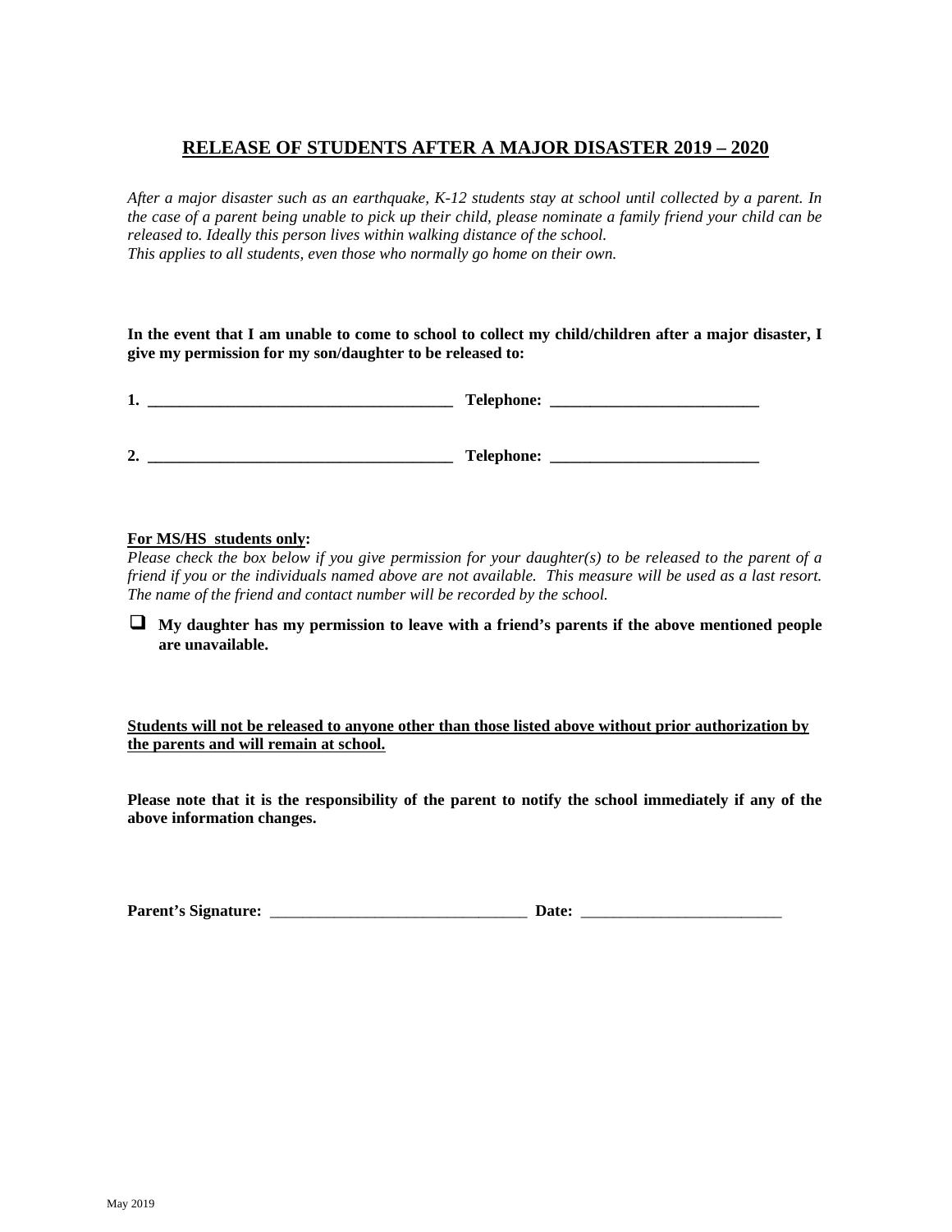# RELEASE OF STUDENTS AFTER A MAJOR DISASTER 2019 – 2020

*After a major disaster such as an earthquake, K-12 students stay at school until collected by a parent. In the case of a parent being unable to pick up their child, please nominate a family friend your child can be released to. Ideally this person lives within walking distance of the school.*
*This applies to all students, even those who normally go home on their own.*

**In the event that I am unable to come to school to collect my child/children after a major disaster, I give my permission for my son/daughter to be released to:**

**1. ______________________________________ Telephone: __________________________**

**2. ______________________________________ Telephone: __________________________**

**For MS/HS students only:**
*Please check the box below if you give permission for your daughter(s) to be released to the parent of a friend if you or the individuals named above are not available. This measure will be used as a last resort. The name of the friend and contact number will be recorded by the school.*

- ☐ **My daughter has my permission to leave with a friend's parents if the above mentioned people are unavailable.**

**Students will not be released to anyone other than those listed above without prior authorization by the parents and will remain at school.**

**Please note that it is the responsibility of the parent to notify the school immediately if any of the above information changes.**

**Parent's Signature:** ________________________________ **Date:** _________________________

May 2019